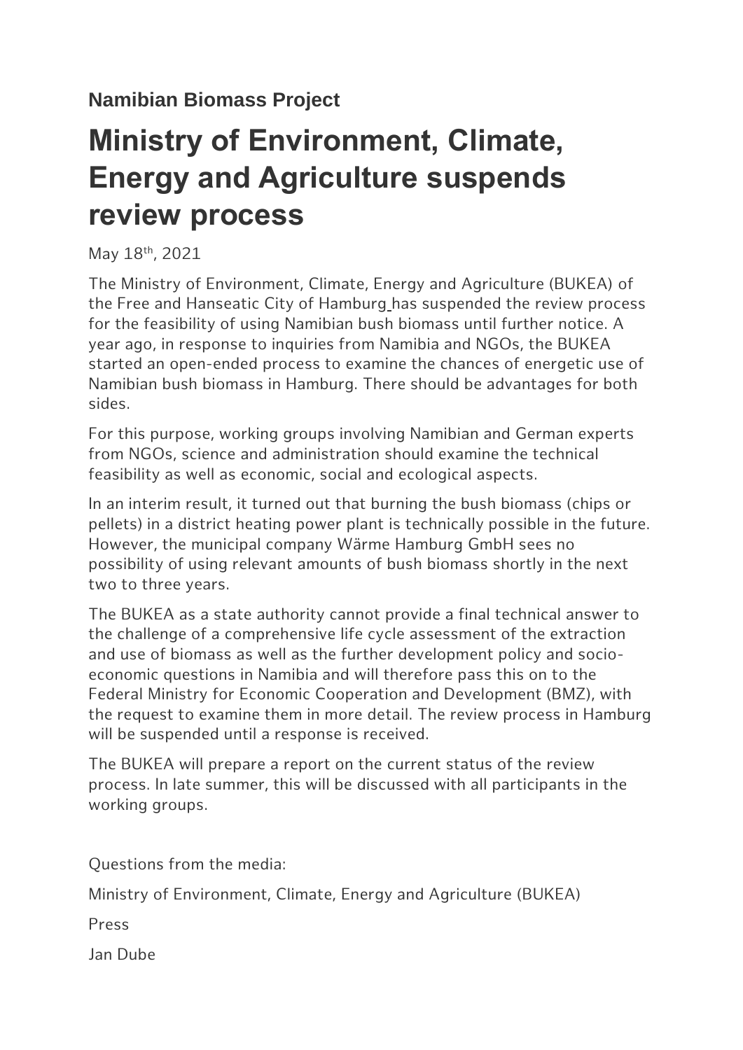**Namibian Biomass Project**

# Ministry of Environment, Climate, Energy and Agriculture suspends review process

May 18th, 2021

The Ministry of Environment, Climate, Energy and Agriculture (BUKEA) of the Free and Hanseatic City of Hamburg has suspended the review process for the feasibility of using Namibian bush biomass until further notice. A year ago, in response to inquiries from Namibia and NGOs, the BUKEA started an open-ended process to examine the chances of energetic use of Namibian bush biomass in Hamburg. There should be advantages for both sides.

For this purpose, working groups involving Namibian and German experts from NGOs, science and administration should examine the technical feasibility as well as economic, social and ecological aspects.

In an interim result, it turned out that burning the bush biomass (chips or pellets) in a district heating power plant is technically possible in the future. However, the municipal company Wärme Hamburg GmbH sees no possibility of using relevant amounts of bush biomass shortly in the next two to three years.

The BUKEA as a state authority cannot provide a final technical answer to the challenge of a comprehensive life cycle assessment of the extraction and use of biomass as well as the further development policy and socio-economic questions in Namibia and will therefore pass this on to the Federal Ministry for Economic Cooperation and Development (BMZ), with the request to examine them in more detail. The review process in Hamburg will be suspended until a response is received.

The BUKEA will prepare a report on the current status of the review process. In late summer, this will be discussed with all participants in the working groups.

Questions from the media:

Ministry of Environment, Climate, Energy and Agriculture (BUKEA)

Press

Jan Dube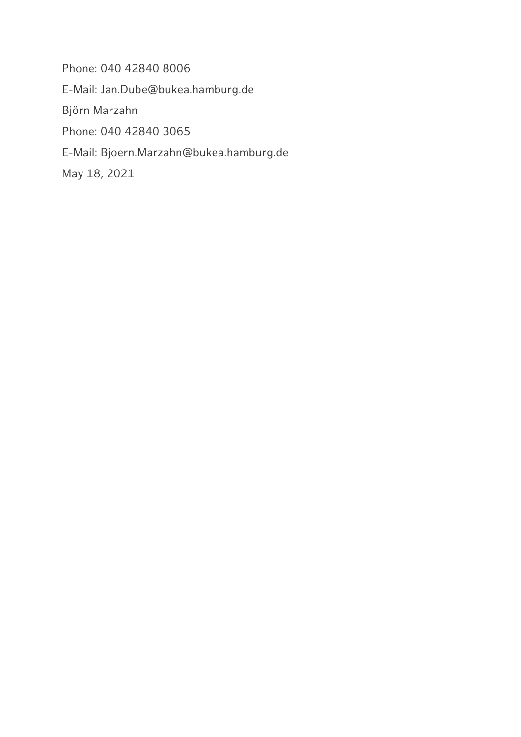Phone: 040 42840 8006

E-Mail: Jan.Dube@bukea.hamburg.de

Björn Marzahn

Phone: 040 42840 3065

E-Mail: Bjoern.Marzahn@bukea.hamburg.de

May 18, 2021